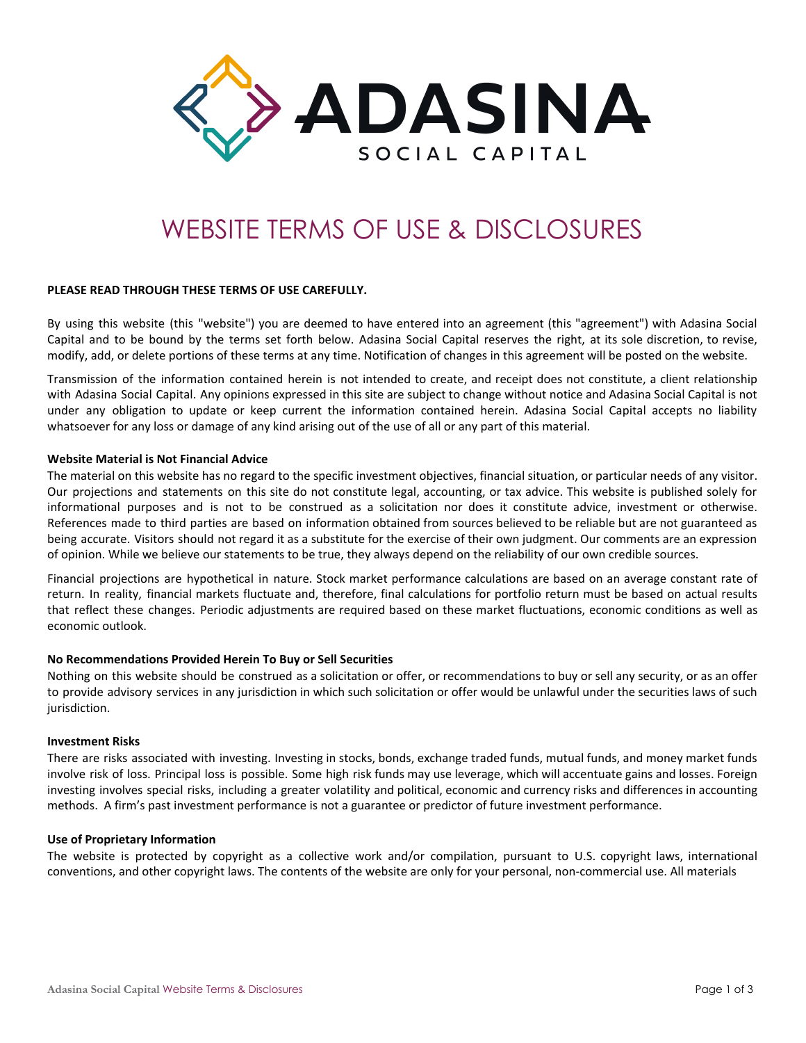ADASINA

SOCIAL CAPITAL

# WEBSITE TERMS OF USE & DISCLOSURES

**PLEASE READ THROUGH THESE TERMS OF USE CAREFULLY.**

By using this website (this "website") you are deemed to have entered into an agreement (this "agreement") with Adasina Social Capital and to be bound by the terms set forth below. Adasina Social Capital reserves the right, at its sole discretion, to revise, modify, add, or delete portions of these terms at any time. Notification of changes in this agreement will be posted on the website.

Transmission of the information contained herein is not intended to create, and receipt does not constitute, a client relationship with Adasina Social Capital. Any opinions expressed in this site are subject to change without notice and Adasina Social Capital is not under any obligation to update or keep current the information contained herein. Adasina Social Capital accepts no liability whatsoever for any loss or damage of any kind arising out of the use of all or any part of this material.

**Website Material is Not Financial Advice**

The material on this website has no regard to the specific investment objectives, financial situation, or particular needs of any visitor. Our projections and statements on this site do not constitute legal, accounting, or tax advice. This website is published solely for informational purposes and is not to be construed as a solicitation nor does it constitute advice, investment or otherwise. References made to third parties are based on information obtained from sources believed to be reliable but are not guaranteed as being accurate. Visitors should not regard it as a substitute for the exercise of their own judgment. Our comments are an expression of opinion. While we believe our statements to be true, they always depend on the reliability of our own credible sources.

Financial projections are hypothetical in nature. Stock market performance calculations are based on an average constant rate of return. In reality, financial markets fluctuate and, therefore, final calculations for portfolio return must be based on actual results that reflect these changes. Periodic adjustments are required based on these market fluctuations, economic conditions as well as economic outlook.

**No Recommendations Provided Herein To Buy or Sell Securities**

Nothing on this website should be construed as a solicitation or offer, or recommendations to buy or sell any security, or as an offer to provide advisory services in any jurisdiction in which such solicitation or offer would be unlawful under the securities laws of such jurisdiction.

**Investment Risks**

There are risks associated with investing. Investing in stocks, bonds, exchange traded funds, mutual funds, and money market funds involve risk of loss. Principal loss is possible. Some high risk funds may use leverage, which will accentuate gains and losses. Foreign investing involves special risks, including a greater volatility and political, economic and currency risks and differences in accounting methods. A firm's past investment performance is not a guarantee or predictor of future investment performance.

**Use of Proprietary Information**

The website is protected by copyright as a collective work and/or compilation, pursuant to U.S. copyright laws, international conventions, and other copyright laws. The contents of the website are only for your personal, non-commercial use. All materials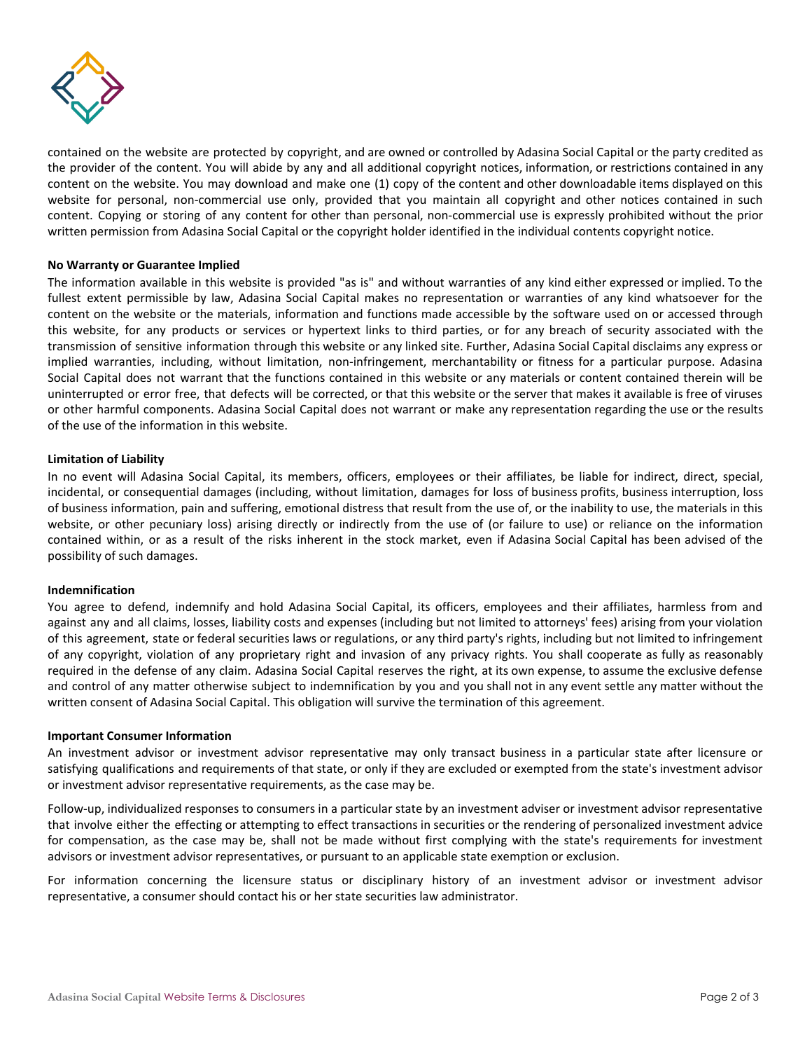contained on the website are protected by copyright, and are owned or controlled by Adasina Social Capital or the party credited as the provider of the content. You will abide by any and all additional copyright notices, information, or restrictions contained in any content on the website. You may download and make one (1) copy of the content and other downloadable items displayed on this website for personal, non-commercial use only, provided that you maintain all copyright and other notices contained in such content. Copying or storing of any content for other than personal, non-commercial use is expressly prohibited without the prior written permission from Adasina Social Capital or the copyright holder identified in the individual contents copyright notice.

**No Warranty or Guarantee Implied**

The information available in this website is provided "as is" and without warranties of any kind either expressed or implied. To the fullest extent permissible by law, Adasina Social Capital makes no representation or warranties of any kind whatsoever for the content on the website or the materials, information and functions made accessible by the software used on or accessed through this website, for any products or services or hypertext links to third parties, or for any breach of security associated with the transmission of sensitive information through this website or any linked site. Further, Adasina Social Capital disclaims any express or implied warranties, including, without limitation, non-infringement, merchantability or fitness for a particular purpose. Adasina Social Capital does not warrant that the functions contained in this website or any materials or content contained therein will be uninterrupted or error free, that defects will be corrected, or that this website or the server that makes it available is free of viruses or other harmful components. Adasina Social Capital does not warrant or make any representation regarding the use or the results of the use of the information in this website.

**Limitation of Liability**

In no event will Adasina Social Capital, its members, officers, employees or their affiliates, be liable for indirect, direct, special, incidental, or consequential damages (including, without limitation, damages for loss of business profits, business interruption, loss of business information, pain and suffering, emotional distress that result from the use of, or the inability to use, the materials in this website, or other pecuniary loss) arising directly or indirectly from the use of (or failure to use) or reliance on the information contained within, or as a result of the risks inherent in the stock market, even if Adasina Social Capital has been advised of the possibility of such damages.

**Indemnification**

You agree to defend, indemnify and hold Adasina Social Capital, its officers, employees and their affiliates, harmless from and against any and all claims, losses, liability costs and expenses (including but not limited to attorneys' fees) arising from your violation of this agreement, state or federal securities laws or regulations, or any third party's rights, including but not limited to infringement of any copyright, violation of any proprietary right and invasion of any privacy rights. You shall cooperate as fully as reasonably required in the defense of any claim. Adasina Social Capital reserves the right, at its own expense, to assume the exclusive defense and control of any matter otherwise subject to indemnification by you and you shall not in any event settle any matter without the written consent of Adasina Social Capital. This obligation will survive the termination of this agreement.

**Important Consumer Information**

An investment advisor or investment advisor representative may only transact business in a particular state after licensure or satisfying qualifications and requirements of that state, or only if they are excluded or exempted from the state's investment advisor or investment advisor representative requirements, as the case may be.

Follow-up, individualized responses to consumers in a particular state by an investment adviser or investment advisor representative that involve either the effecting or attempting to effect transactions in securities or the rendering of personalized investment advice for compensation, as the case may be, shall not be made without first complying with the state's requirements for investment advisors or investment advisor representatives, or pursuant to an applicable state exemption or exclusion.

For information concerning the licensure status or disciplinary history of an investment advisor or investment advisor representative, a consumer should contact his or her state securities law administrator.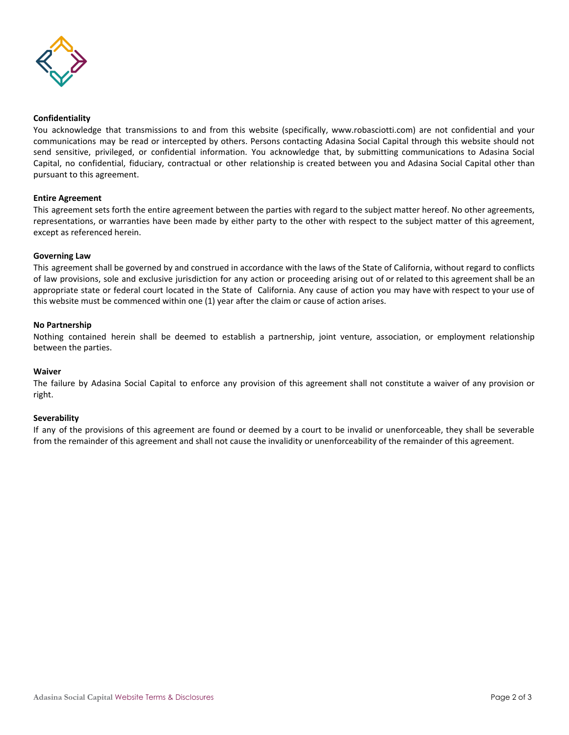**Confidentiality**

You acknowledge that transmissions to and from this website (specifically, www.robasciotti.com) are not confidential and your communications may be read or intercepted by others. Persons contacting Adasina Social Capital through this website should not send sensitive, privileged, or confidential information. You acknowledge that, by submitting communications to Adasina Social Capital, no confidential, fiduciary, contractual or other relationship is created between you and Adasina Social Capital other than pursuant to this agreement.

**Entire Agreement**

This agreement sets forth the entire agreement between the parties with regard to the subject matter hereof. No other agreements, representations, or warranties have been made by either party to the other with respect to the subject matter of this agreement, except as referenced herein.

**Governing Law**

This agreement shall be governed by and construed in accordance with the laws of the State of California, without regard to conflicts of law provisions, sole and exclusive jurisdiction for any action or proceeding arising out of or related to this agreement shall be an appropriate state or federal court located in the State of California. Any cause of action you may have with respect to your use of this website must be commenced within one (1) year after the claim or cause of action arises.

**No Partnership**

Nothing contained herein shall be deemed to establish a partnership, joint venture, association, or employment relationship between the parties.

**Waiver**

The failure by Adasina Social Capital to enforce any provision of this agreement shall not constitute a waiver of any provision or right.

**Severability**

If any of the provisions of this agreement are found or deemed by a court to be invalid or unenforceable, they shall be severable from the remainder of this agreement and shall not cause the invalidity or unenforceability of the remainder of this agreement.